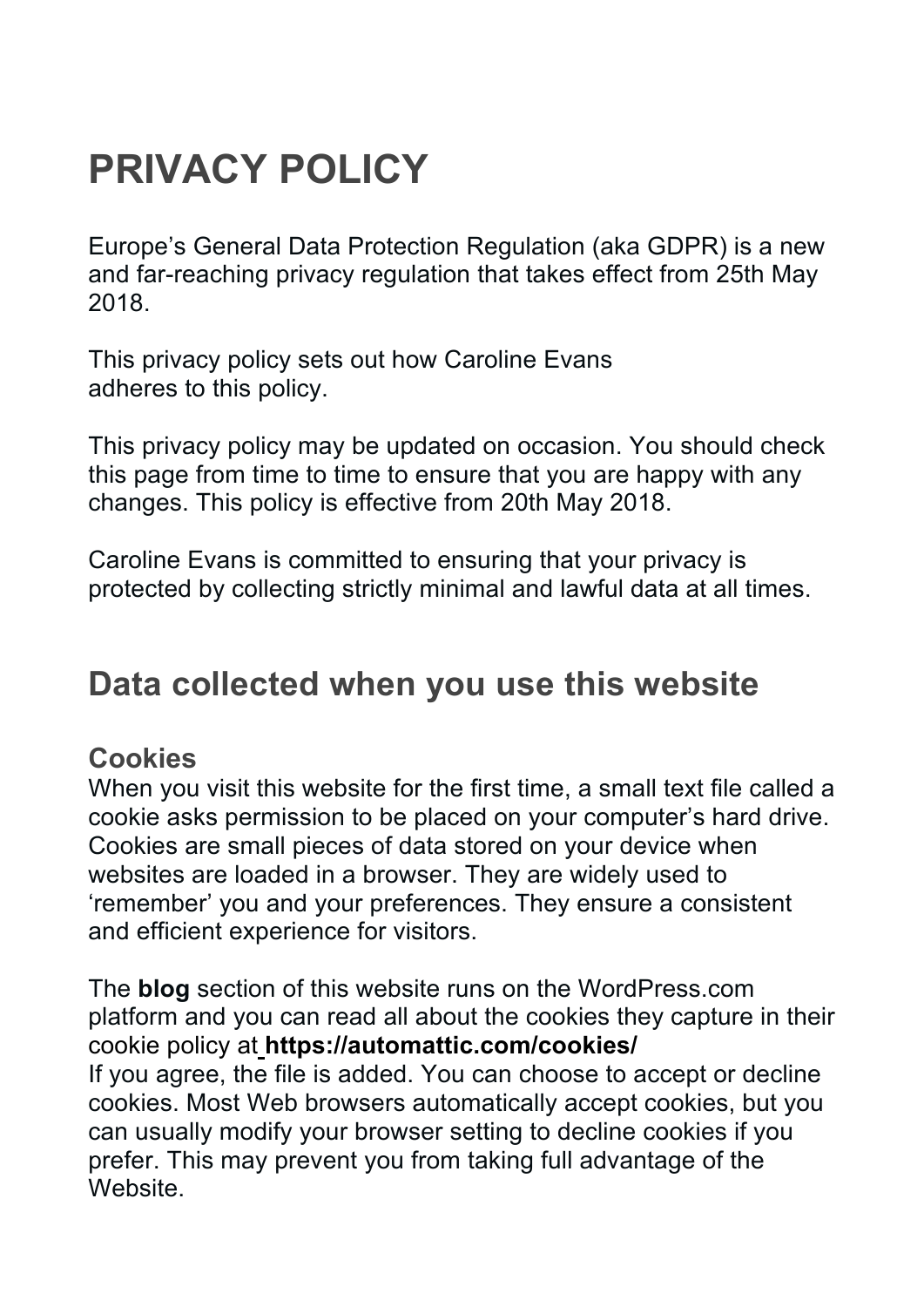# PRIVACY POLICY

Europe's General Data Protection Regulation (aka GDPR) is a new and far-reaching privacy regulation that takes effect from 25th May 2018.

This privacy policy sets out how Caroline Evans adheres to this policy.

This privacy policy may be updated on occasion. You should check this page from time to time to ensure that you are happy with any changes. This policy is effective from 20th May 2018.

Caroline Evans is committed to ensuring that your privacy is protected by collecting strictly minimal and lawful data at all times.

## Data collected when you use this website

### Cookies

When you visit this website for the first time, a small text file called a cookie asks permission to be placed on your computer's hard drive. Cookies are small pieces of data stored on your device when websites are loaded in a browser. They are widely used to 'remember' you and your preferences. They ensure a consistent and efficient experience for visitors.

The **blog** section of this website runs on the WordPress.com platform and you can read all about the cookies they capture in their cookie policy at **https://automattic.com/cookies/**
If you agree, the file is added. You can choose to accept or decline cookies. Most Web browsers automatically accept cookies, but you can usually modify your browser setting to decline cookies if you prefer. This may prevent you from taking full advantage of the Website.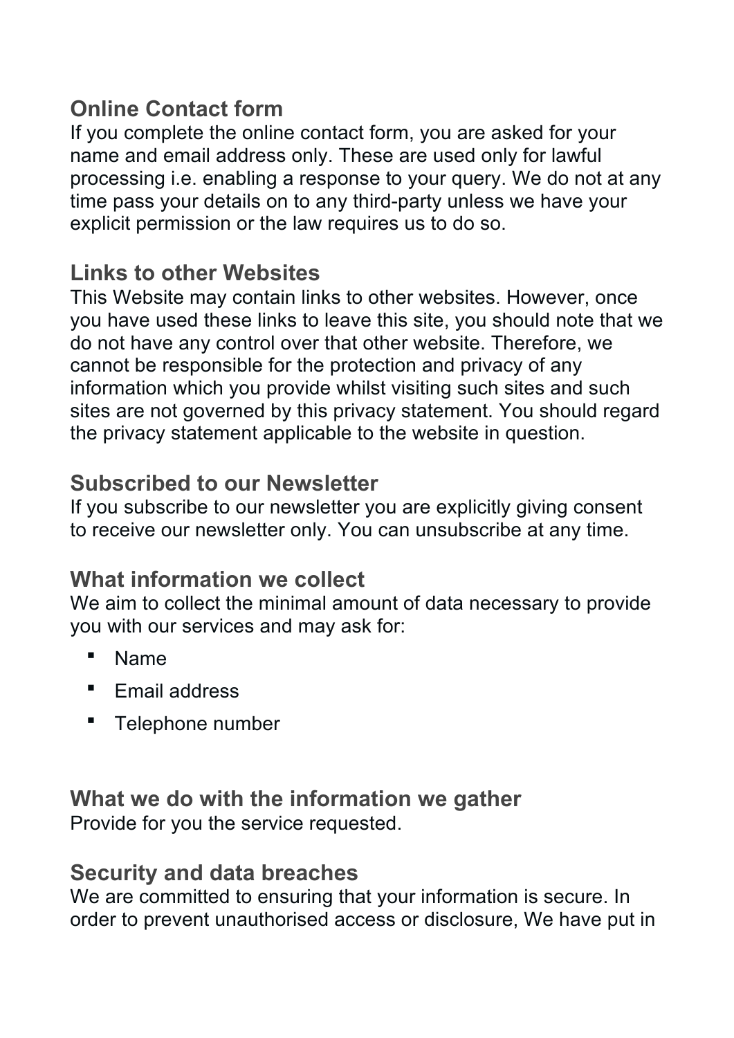## Online Contact form

If you complete the online contact form, you are asked for your name and email address only. These are used only for lawful processing i.e. enabling a response to your query. We do not at any time pass your details on to any third-party unless we have your explicit permission or the law requires us to do so.

## Links to other Websites

This Website may contain links to other websites. However, once you have used these links to leave this site, you should note that we do not have any control over that other website. Therefore, we cannot be responsible for the protection and privacy of any information which you provide whilst visiting such sites and such sites are not governed by this privacy statement. You should regard the privacy statement applicable to the website in question.

## Subscribed to our Newsletter

If you subscribe to our newsletter you are explicitly giving consent to receive our newsletter only. You can unsubscribe at any time.

## What information we collect

We aim to collect the minimal amount of data necessary to provide you with our services and may ask for:

- Name
- Email address
- Telephone number

## What we do with the information we gather

Provide for you the service requested.

## Security and data breaches

We are committed to ensuring that your information is secure. In order to prevent unauthorised access or disclosure, We have put in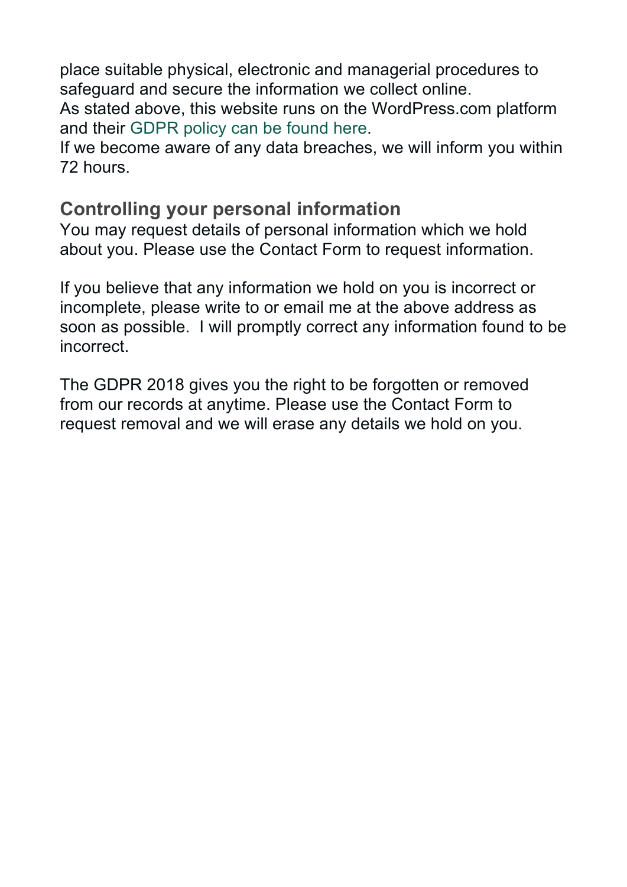place suitable physical, electronic and managerial procedures to safeguard and secure the information we collect online.
As stated above, this website runs on the WordPress.com platform and their GDPR policy can be found here.
If we become aware of any data breaches, we will inform you within 72 hours.

## Controlling your personal information

You may request details of personal information which we hold about you. Please use the Contact Form to request information.

If you believe that any information we hold on you is incorrect or incomplete, please write to or email me at the above address as soon as possible. I will promptly correct any information found to be incorrect.

The GDPR 2018 gives you the right to be forgotten or removed from our records at anytime. Please use the Contact Form to request removal and we will erase any details we hold on you.